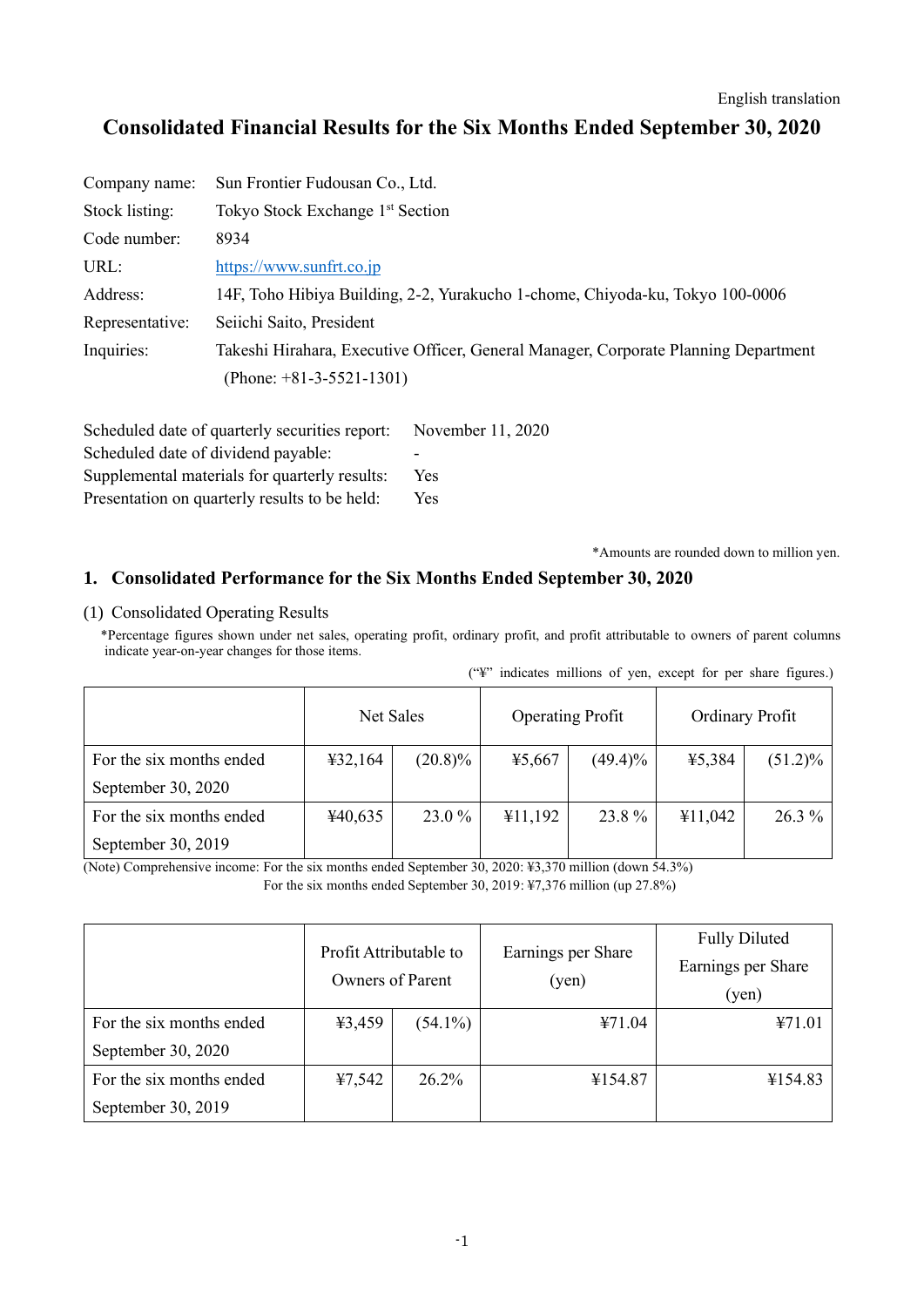English translation

# Consolidated Financial Results for the Six Months Ended September 30, 2020

| | |
|---|---|
| Company name: | Sun Frontier Fudousan Co., Ltd. |
| Stock listing: | Tokyo Stock Exchange 1st Section |
| Code number: | 8934 |
| URL: | https://www.sunfrt.co.jp |
| Address: | 14F, Toho Hibiya Building, 2-2, Yurakucho 1-chome, Chiyoda-ku, Tokyo 100-0006 |
| Representative: | Seiichi Saito, President |
| Inquiries: | Takeshi Hirahara, Executive Officer, General Manager, Corporate Planning Department (Phone: +81-3-5521-1301) |

| | |
|---|---|
| Scheduled date of quarterly securities report: | November 11, 2020 |
| Scheduled date of dividend payable: | - |
| Supplemental materials for quarterly results: | Yes |
| Presentation on quarterly results to be held: | Yes |

*Amounts are rounded down to million yen.

## 1. Consolidated Performance for the Six Months Ended September 30, 2020

### (1) Consolidated Operating Results

*Percentage figures shown under net sales, operating profit, ordinary profit, and profit attributable to owners of parent columns indicate year-on-year changes for those items.

("¥" indicates millions of yen, except for per share figures.)

| | Net Sales | | Operating Profit | | Ordinary Profit | |
|---|---|---|---|---|---|---|
| For the six months ended September 30, 2020 | ¥32,164 | (20.8)% | ¥5,667 | (49.4)% | ¥5,384 | (51.2)% |
| For the six months ended September 30, 2019 | ¥40,635 | 23.0 % | ¥11,192 | 23.8 % | ¥11,042 | 26.3 % |

(Note) Comprehensive income: For the six months ended September 30, 2020: ¥3,370 million (down 54.3%)
For the six months ended September 30, 2019: ¥7,376 million (up 27.8%)

| | Profit Attributable to Owners of Parent | | Earnings per Share (yen) | Fully Diluted Earnings per Share (yen) |
|---|---|---|---|---|
| For the six months ended September 30, 2020 | ¥3,459 | (54.1%) | ¥71.04 | ¥71.01 |
| For the six months ended September 30, 2019 | ¥7,542 | 26.2% | ¥154.87 | ¥154.83 |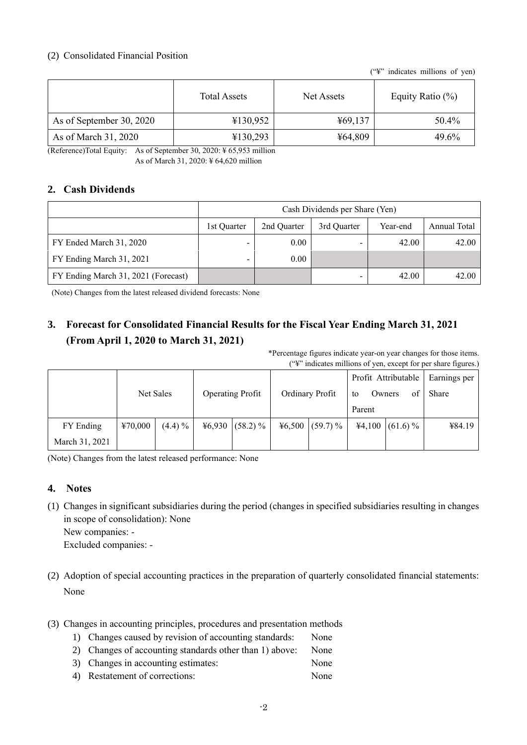(2) Consolidated Financial Position

("¥" indicates millions of yen)

| | Total Assets | Net Assets | Equity Ratio (%) |
|---|---|---|---|
| As of September 30, 2020 | ¥130,952 | ¥69,137 | 50.4% |
| As of March 31, 2020 | ¥130,293 | ¥64,809 | 49.6% |

(Reference)Total Equity: As of September 30, 2020: ¥ 65,953 million
As of March 31, 2020: ¥ 64,620 million

## 2. Cash Dividends

| | Cash Dividends per Share (Yen) | | | | |
|---|---|---|---|---|---|
| | 1st Quarter | 2nd Quarter | 3rd Quarter | Year-end | Annual Total |
| FY Ended March 31, 2020 | - | 0.00 | - | 42.00 | 42.00 |
| FY Ending March 31, 2021 | - | 0.00 | | | |
| FY Ending March 31, 2021 (Forecast) | | | - | 42.00 | 42.00 |

(Note) Changes from the latest released dividend forecasts: None

## 3. Forecast for Consolidated Financial Results for the Fiscal Year Ending March 31, 2021 (From April 1, 2020 to March 31, 2021)

*Percentage figures indicate year-on year changes for those items.
("¥" indicates millions of yen, except for per share figures.)

| | Net Sales | | Operating Profit | | Ordinary Profit | | Profit Attributable to Owners of Parent | | Earnings per Share |
|---|---|---|---|---|---|---|---|---|---|
| FY Ending March 31, 2021 | ¥70,000 | (4.4) % | ¥6,930 | (58.2) % | ¥6,500 | (59.7) % | ¥4,100 | (61.6) % | ¥84.19 |

(Note) Changes from the latest released performance: None

## 4. Notes

(1) Changes in significant subsidiaries during the period (changes in specified subsidiaries resulting in changes in scope of consolidation): None
New companies: -
Excluded companies: -

(2) Adoption of special accounting practices in the preparation of quarterly consolidated financial statements: None

(3) Changes in accounting principles, procedures and presentation methods
1) Changes caused by revision of accounting standards: None
2) Changes of accounting standards other than 1) above: None
3) Changes in accounting estimates: None
4) Restatement of corrections: None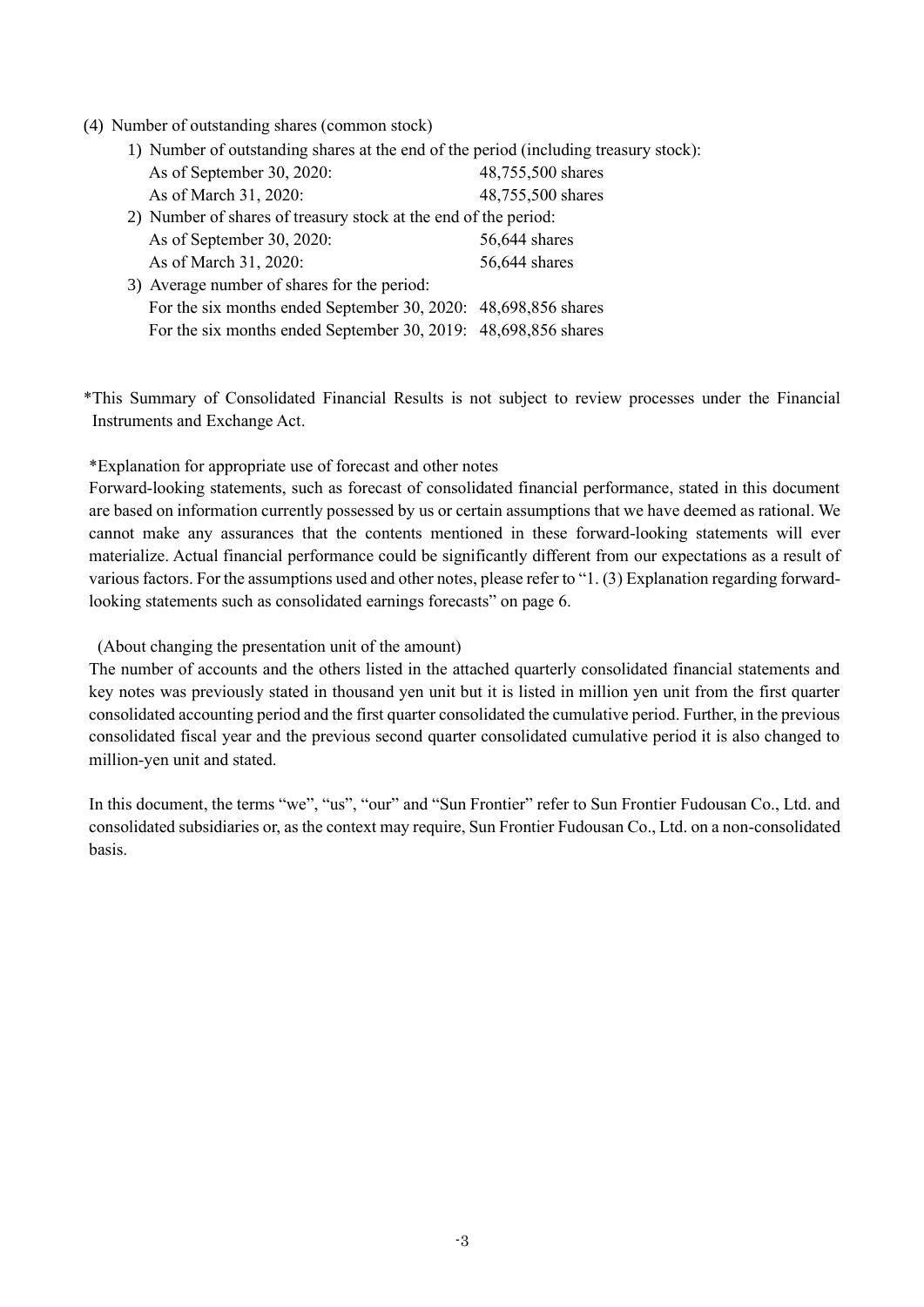(4) Number of outstanding shares (common stock)

1) Number of outstanding shares at the end of the period (including treasury stock):

| | |
|---|---|
| As of September 30, 2020: | 48,755,500 shares |
| As of March 31, 2020: | 48,755,500 shares |

2) Number of shares of treasury stock at the end of the period:

| | |
|---|---|
| As of September 30, 2020: | 56,644 shares |
| As of March 31, 2020: | 56,644 shares |

3) Average number of shares for the period:

| | |
|---|---|
| For the six months ended September 30, 2020: | 48,698,856 shares |
| For the six months ended September 30, 2019: | 48,698,856 shares |

*This Summary of Consolidated Financial Results is not subject to review processes under the Financial Instruments and Exchange Act.

*Explanation for appropriate use of forecast and other notes

Forward-looking statements, such as forecast of consolidated financial performance, stated in this document are based on information currently possessed by us or certain assumptions that we have deemed as rational. We cannot make any assurances that the contents mentioned in these forward-looking statements will ever materialize. Actual financial performance could be significantly different from our expectations as a result of various factors. For the assumptions used and other notes, please refer to "1. (3) Explanation regarding forward-looking statements such as consolidated earnings forecasts" on page 6.

(About changing the presentation unit of the amount)

The number of accounts and the others listed in the attached quarterly consolidated financial statements and key notes was previously stated in thousand yen unit but it is listed in million yen unit from the first quarter consolidated accounting period and the first quarter consolidated the cumulative period. Further, in the previous consolidated fiscal year and the previous second quarter consolidated cumulative period it is also changed to million-yen unit and stated.

In this document, the terms "we", "us", "our" and "Sun Frontier" refer to Sun Frontier Fudousan Co., Ltd. and consolidated subsidiaries or, as the context may require, Sun Frontier Fudousan Co., Ltd. on a non-consolidated basis.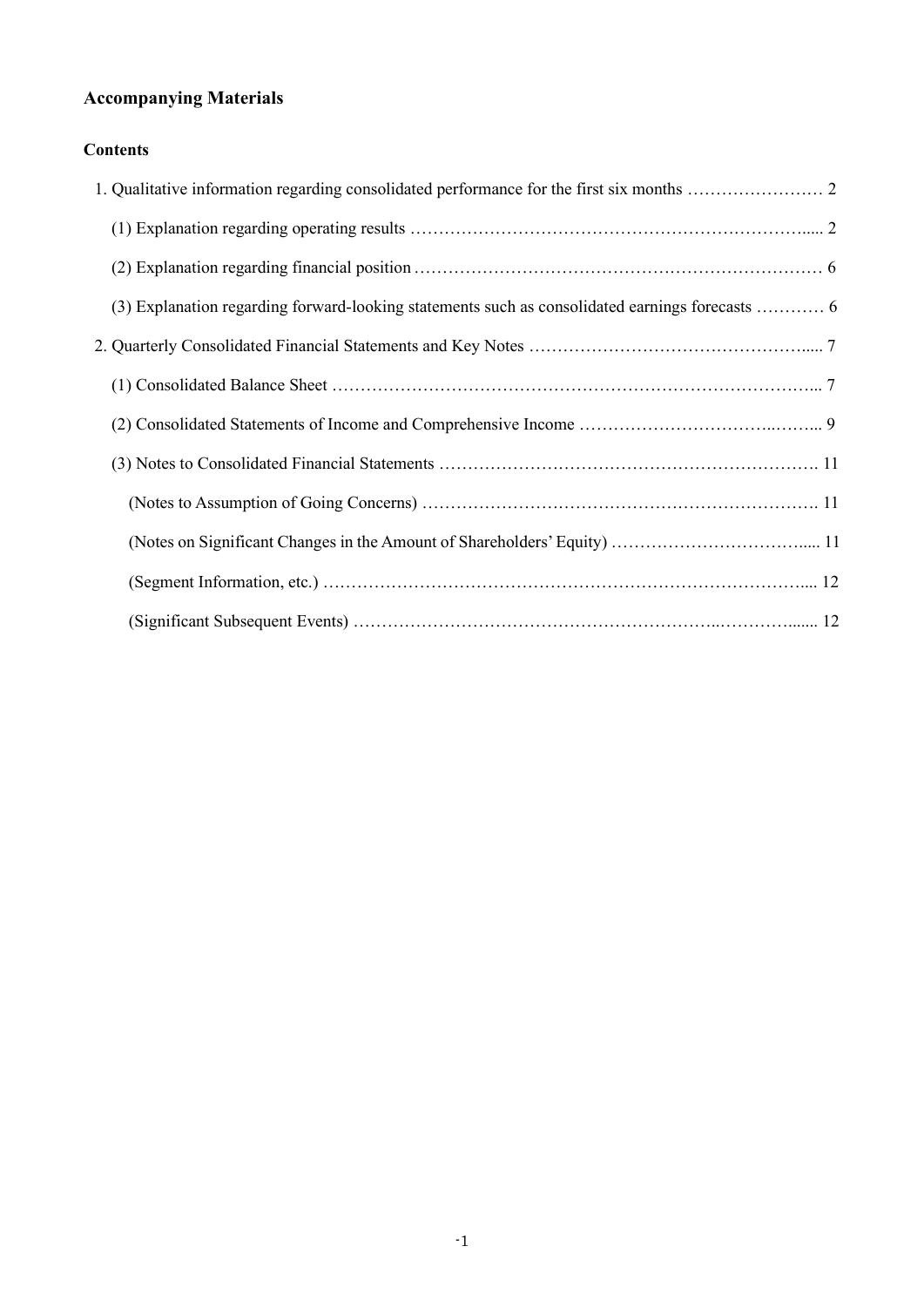## Accompanying Materials

### Contents

1. Qualitative information regarding consolidated performance for the first six months …………………… 2
   - (1) Explanation regarding operating results ……………………………………………………………..... 2
   - (2) Explanation regarding financial position ……………………………………………………………… 6
   - (3) Explanation regarding forward-looking statements such as consolidated earnings forecasts ………… 6
2. Quarterly Consolidated Financial Statements and Key Notes …………………………………………..... 7
   - (1) Consolidated Balance Sheet ………………………………………………………………………... 7
   - (2) Consolidated Statements of Income and Comprehensive Income ……………………………..…….. 9
   - (3) Notes to Consolidated Financial Statements …………………………………………………………. 11
     - (Notes to Assumption of Going Concerns) ……………………………………………………………. 11
     - (Notes on Significant Changes in the Amount of Shareholders' Equity) …………………………….... 11
     - (Segment Information, etc.) …………………………………………………………………………... 12
     - (Significant Subsequent Events) ……………………………………………………..………….…... 12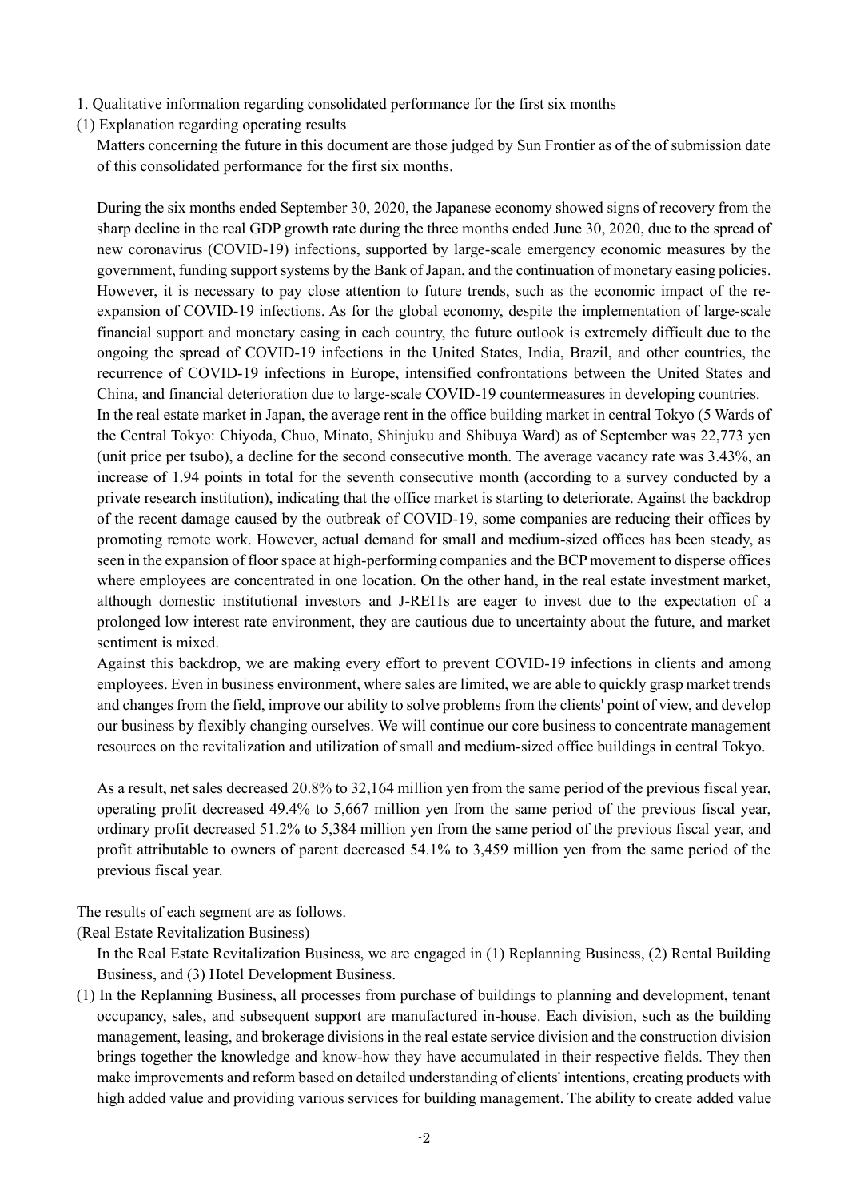1. Qualitative information regarding consolidated performance for the first six months

(1) Explanation regarding operating results

Matters concerning the future in this document are those judged by Sun Frontier as of the of submission date of this consolidated performance for the first six months.

During the six months ended September 30, 2020, the Japanese economy showed signs of recovery from the sharp decline in the real GDP growth rate during the three months ended June 30, 2020, due to the spread of new coronavirus (COVID-19) infections, supported by large-scale emergency economic measures by the government, funding support systems by the Bank of Japan, and the continuation of monetary easing policies. However, it is necessary to pay close attention to future trends, such as the economic impact of the re-expansion of COVID-19 infections. As for the global economy, despite the implementation of large-scale financial support and monetary easing in each country, the future outlook is extremely difficult due to the ongoing the spread of COVID-19 infections in the United States, India, Brazil, and other countries, the recurrence of COVID-19 infections in Europe, intensified confrontations between the United States and China, and financial deterioration due to large-scale COVID-19 countermeasures in developing countries.

In the real estate market in Japan, the average rent in the office building market in central Tokyo (5 Wards of the Central Tokyo: Chiyoda, Chuo, Minato, Shinjuku and Shibuya Ward) as of September was 22,773 yen (unit price per tsubo), a decline for the second consecutive month. The average vacancy rate was 3.43%, an increase of 1.94 points in total for the seventh consecutive month (according to a survey conducted by a private research institution), indicating that the office market is starting to deteriorate. Against the backdrop of the recent damage caused by the outbreak of COVID-19, some companies are reducing their offices by promoting remote work. However, actual demand for small and medium-sized offices has been steady, as seen in the expansion of floor space at high-performing companies and the BCP movement to disperse offices where employees are concentrated in one location. On the other hand, in the real estate investment market, although domestic institutional investors and J-REITs are eager to invest due to the expectation of a prolonged low interest rate environment, they are cautious due to uncertainty about the future, and market sentiment is mixed.

Against this backdrop, we are making every effort to prevent COVID-19 infections in clients and among employees. Even in business environment, where sales are limited, we are able to quickly grasp market trends and changes from the field, improve our ability to solve problems from the clients' point of view, and develop our business by flexibly changing ourselves. We will continue our core business to concentrate management resources on the revitalization and utilization of small and medium-sized office buildings in central Tokyo.

As a result, net sales decreased 20.8% to 32,164 million yen from the same period of the previous fiscal year, operating profit decreased 49.4% to 5,667 million yen from the same period of the previous fiscal year, ordinary profit decreased 51.2% to 5,384 million yen from the same period of the previous fiscal year, and profit attributable to owners of parent decreased 54.1% to 3,459 million yen from the same period of the previous fiscal year.

The results of each segment are as follows.

(Real Estate Revitalization Business)

In the Real Estate Revitalization Business, we are engaged in (1) Replanning Business, (2) Rental Building Business, and (3) Hotel Development Business.

(1) In the Replanning Business, all processes from purchase of buildings to planning and development, tenant occupancy, sales, and subsequent support are manufactured in-house. Each division, such as the building management, leasing, and brokerage divisions in the real estate service division and the construction division brings together the knowledge and know-how they have accumulated in their respective fields. They then make improvements and reform based on detailed understanding of clients' intentions, creating products with high added value and providing various services for building management. The ability to create added value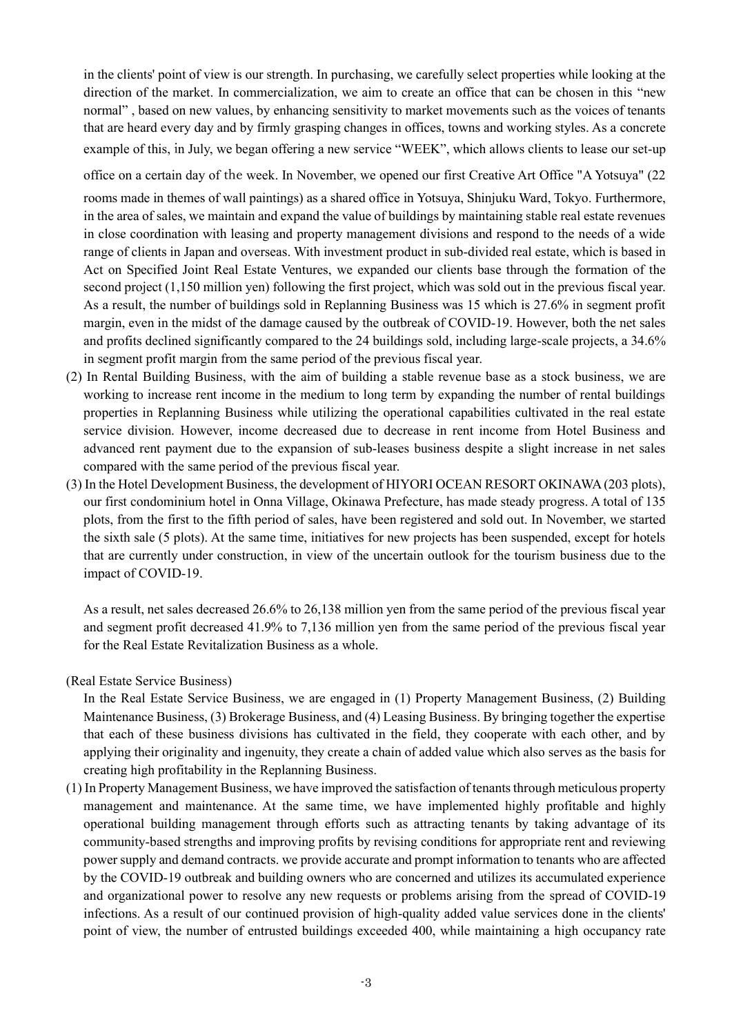in the clients' point of view is our strength. In purchasing, we carefully select properties while looking at the direction of the market. In commercialization, we aim to create an office that can be chosen in this "new normal" , based on new values, by enhancing sensitivity to market movements such as the voices of tenants that are heard every day and by firmly grasping changes in offices, towns and working styles. As a concrete example of this, in July, we began offering a new service "WEEK", which allows clients to lease our set-up office on a certain day of the week. In November, we opened our first Creative Art Office "A Yotsuya" (22 rooms made in themes of wall paintings) as a shared office in Yotsuya, Shinjuku Ward, Tokyo. Furthermore, in the area of sales, we maintain and expand the value of buildings by maintaining stable real estate revenues in close coordination with leasing and property management divisions and respond to the needs of a wide range of clients in Japan and overseas. With investment product in sub-divided real estate, which is based in Act on Specified Joint Real Estate Ventures, we expanded our clients base through the formation of the second project (1,150 million yen) following the first project, which was sold out in the previous fiscal year. As a result, the number of buildings sold in Replanning Business was 15 which is 27.6% in segment profit margin, even in the midst of the damage caused by the outbreak of COVID-19. However, both the net sales and profits declined significantly compared to the 24 buildings sold, including large-scale projects, a 34.6% in segment profit margin from the same period of the previous fiscal year.

(2) In Rental Building Business, with the aim of building a stable revenue base as a stock business, we are working to increase rent income in the medium to long term by expanding the number of rental buildings properties in Replanning Business while utilizing the operational capabilities cultivated in the real estate service division. However, income decreased due to decrease in rent income from Hotel Business and advanced rent payment due to the expansion of sub-leases business despite a slight increase in net sales compared with the same period of the previous fiscal year.

(3) In the Hotel Development Business, the development of HIYORI OCEAN RESORT OKINAWA (203 plots), our first condominium hotel in Onna Village, Okinawa Prefecture, has made steady progress. A total of 135 plots, from the first to the fifth period of sales, have been registered and sold out. In November, we started the sixth sale (5 plots). At the same time, initiatives for new projects has been suspended, except for hotels that are currently under construction, in view of the uncertain outlook for the tourism business due to the impact of COVID-19.

As a result, net sales decreased 26.6% to 26,138 million yen from the same period of the previous fiscal year and segment profit decreased 41.9% to 7,136 million yen from the same period of the previous fiscal year for the Real Estate Revitalization Business as a whole.

(Real Estate Service Business)

In the Real Estate Service Business, we are engaged in (1) Property Management Business, (2) Building Maintenance Business, (3) Brokerage Business, and (4) Leasing Business. By bringing together the expertise that each of these business divisions has cultivated in the field, they cooperate with each other, and by applying their originality and ingenuity, they create a chain of added value which also serves as the basis for creating high profitability in the Replanning Business.

(1) In Property Management Business, we have improved the satisfaction of tenants through meticulous property management and maintenance. At the same time, we have implemented highly profitable and highly operational building management through efforts such as attracting tenants by taking advantage of its community-based strengths and improving profits by revising conditions for appropriate rent and reviewing power supply and demand contracts. we provide accurate and prompt information to tenants who are affected by the COVID-19 outbreak and building owners who are concerned and utilizes its accumulated experience and organizational power to resolve any new requests or problems arising from the spread of COVID-19 infections. As a result of our continued provision of high-quality added value services done in the clients' point of view, the number of entrusted buildings exceeded 400, while maintaining a high occupancy rate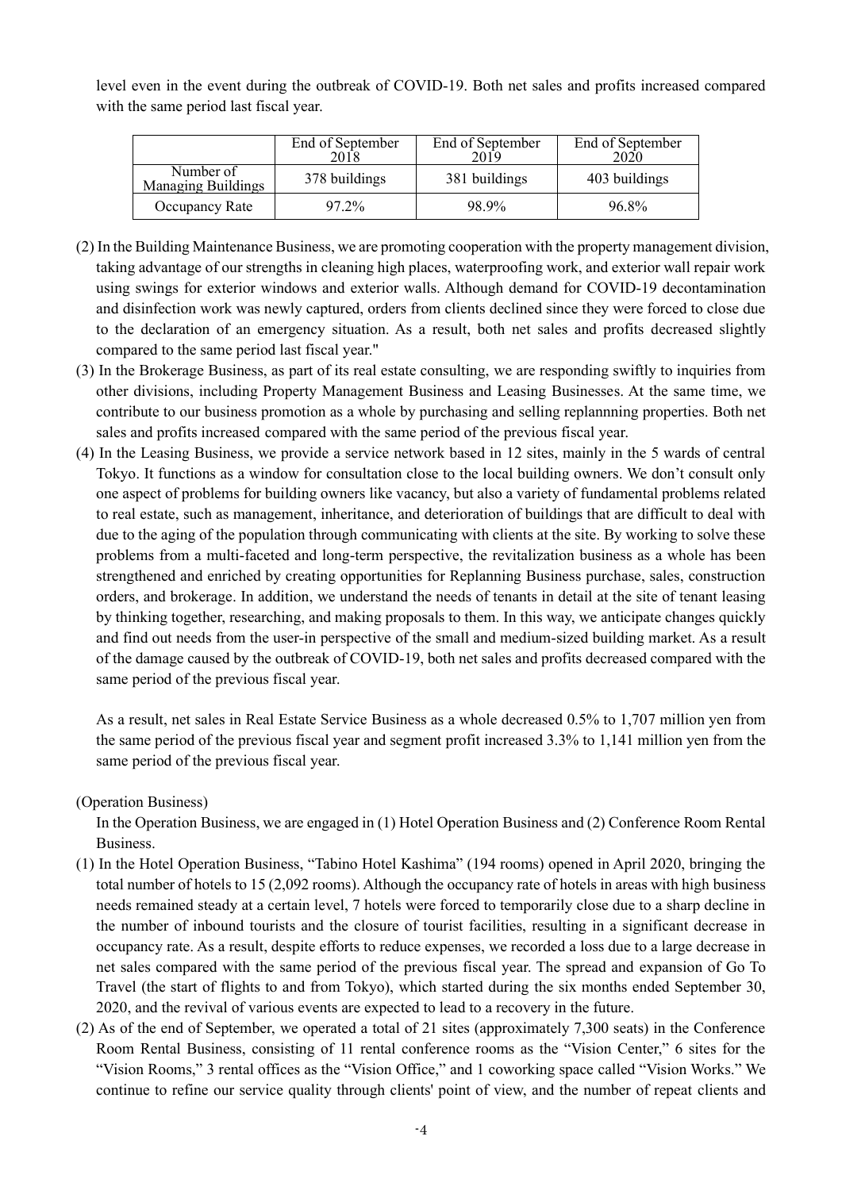level even in the event during the outbreak of COVID-19. Both net sales and profits increased compared with the same period last fiscal year.

| | End of September 2018 | End of September 2019 | End of September 2020 |
|---|---|---|---|
| Number of Managing Buildings | 378 buildings | 381 buildings | 403 buildings |
| Occupancy Rate | 97.2% | 98.9% | 96.8% |

(2) In the Building Maintenance Business, we are promoting cooperation with the property management division, taking advantage of our strengths in cleaning high places, waterproofing work, and exterior wall repair work using swings for exterior windows and exterior walls. Although demand for COVID-19 decontamination and disinfection work was newly captured, orders from clients declined since they were forced to close due to the declaration of an emergency situation. As a result, both net sales and profits decreased slightly compared to the same period last fiscal year."

(3) In the Brokerage Business, as part of its real estate consulting, we are responding swiftly to inquiries from other divisions, including Property Management Business and Leasing Businesses. At the same time, we contribute to our business promotion as a whole by purchasing and selling replannning properties. Both net sales and profits increased compared with the same period of the previous fiscal year.

(4) In the Leasing Business, we provide a service network based in 12 sites, mainly in the 5 wards of central Tokyo. It functions as a window for consultation close to the local building owners. We don't consult only one aspect of problems for building owners like vacancy, but also a variety of fundamental problems related to real estate, such as management, inheritance, and deterioration of buildings that are difficult to deal with due to the aging of the population through communicating with clients at the site. By working to solve these problems from a multi-faceted and long-term perspective, the revitalization business as a whole has been strengthened and enriched by creating opportunities for Replanning Business purchase, sales, construction orders, and brokerage. In addition, we understand the needs of tenants in detail at the site of tenant leasing by thinking together, researching, and making proposals to them. In this way, we anticipate changes quickly and find out needs from the user-in perspective of the small and medium-sized building market. As a result of the damage caused by the outbreak of COVID-19, both net sales and profits decreased compared with the same period of the previous fiscal year.

As a result, net sales in Real Estate Service Business as a whole decreased 0.5% to 1,707 million yen from the same period of the previous fiscal year and segment profit increased 3.3% to 1,141 million yen from the same period of the previous fiscal year.

(Operation Business)

In the Operation Business, we are engaged in (1) Hotel Operation Business and (2) Conference Room Rental Business.

(1) In the Hotel Operation Business, "Tabino Hotel Kashima" (194 rooms) opened in April 2020, bringing the total number of hotels to 15 (2,092 rooms). Although the occupancy rate of hotels in areas with high business needs remained steady at a certain level, 7 hotels were forced to temporarily close due to a sharp decline in the number of inbound tourists and the closure of tourist facilities, resulting in a significant decrease in occupancy rate. As a result, despite efforts to reduce expenses, we recorded a loss due to a large decrease in net sales compared with the same period of the previous fiscal year. The spread and expansion of Go To Travel (the start of flights to and from Tokyo), which started during the six months ended September 30, 2020, and the revival of various events are expected to lead to a recovery in the future.

(2) As of the end of September, we operated a total of 21 sites (approximately 7,300 seats) in the Conference Room Rental Business, consisting of 11 rental conference rooms as the "Vision Center," 6 sites for the "Vision Rooms," 3 rental offices as the "Vision Office," and 1 coworking space called "Vision Works." We continue to refine our service quality through clients' point of view, and the number of repeat clients and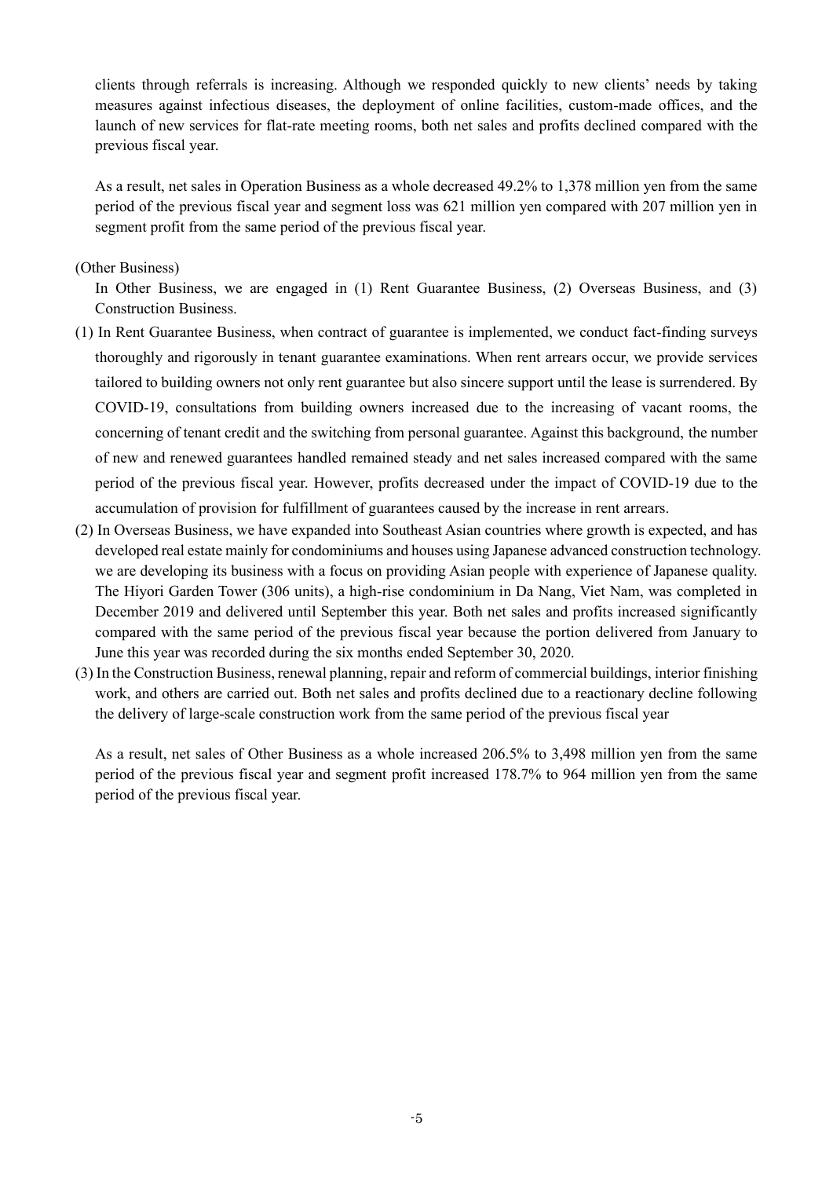clients through referrals is increasing. Although we responded quickly to new clients' needs by taking measures against infectious diseases, the deployment of online facilities, custom-made offices, and the launch of new services for flat-rate meeting rooms, both net sales and profits declined compared with the previous fiscal year.

As a result, net sales in Operation Business as a whole decreased 49.2% to 1,378 million yen from the same period of the previous fiscal year and segment loss was 621 million yen compared with 207 million yen in segment profit from the same period of the previous fiscal year.

(Other Business)

In Other Business, we are engaged in (1) Rent Guarantee Business, (2) Overseas Business, and (3) Construction Business.

(1) In Rent Guarantee Business, when contract of guarantee is implemented, we conduct fact-finding surveys thoroughly and rigorously in tenant guarantee examinations. When rent arrears occur, we provide services tailored to building owners not only rent guarantee but also sincere support until the lease is surrendered. By COVID-19, consultations from building owners increased due to the increasing of vacant rooms, the concerning of tenant credit and the switching from personal guarantee. Against this background, the number of new and renewed guarantees handled remained steady and net sales increased compared with the same period of the previous fiscal year. However, profits decreased under the impact of COVID-19 due to the accumulation of provision for fulfillment of guarantees caused by the increase in rent arrears.

(2) In Overseas Business, we have expanded into Southeast Asian countries where growth is expected, and has developed real estate mainly for condominiums and houses using Japanese advanced construction technology. we are developing its business with a focus on providing Asian people with experience of Japanese quality. The Hiyori Garden Tower (306 units), a high-rise condominium in Da Nang, Viet Nam, was completed in December 2019 and delivered until September this year. Both net sales and profits increased significantly compared with the same period of the previous fiscal year because the portion delivered from January to June this year was recorded during the six months ended September 30, 2020.

(3) In the Construction Business, renewal planning, repair and reform of commercial buildings, interior finishing work, and others are carried out. Both net sales and profits declined due to a reactionary decline following the delivery of large-scale construction work from the same period of the previous fiscal year

As a result, net sales of Other Business as a whole increased 206.5% to 3,498 million yen from the same period of the previous fiscal year and segment profit increased 178.7% to 964 million yen from the same period of the previous fiscal year.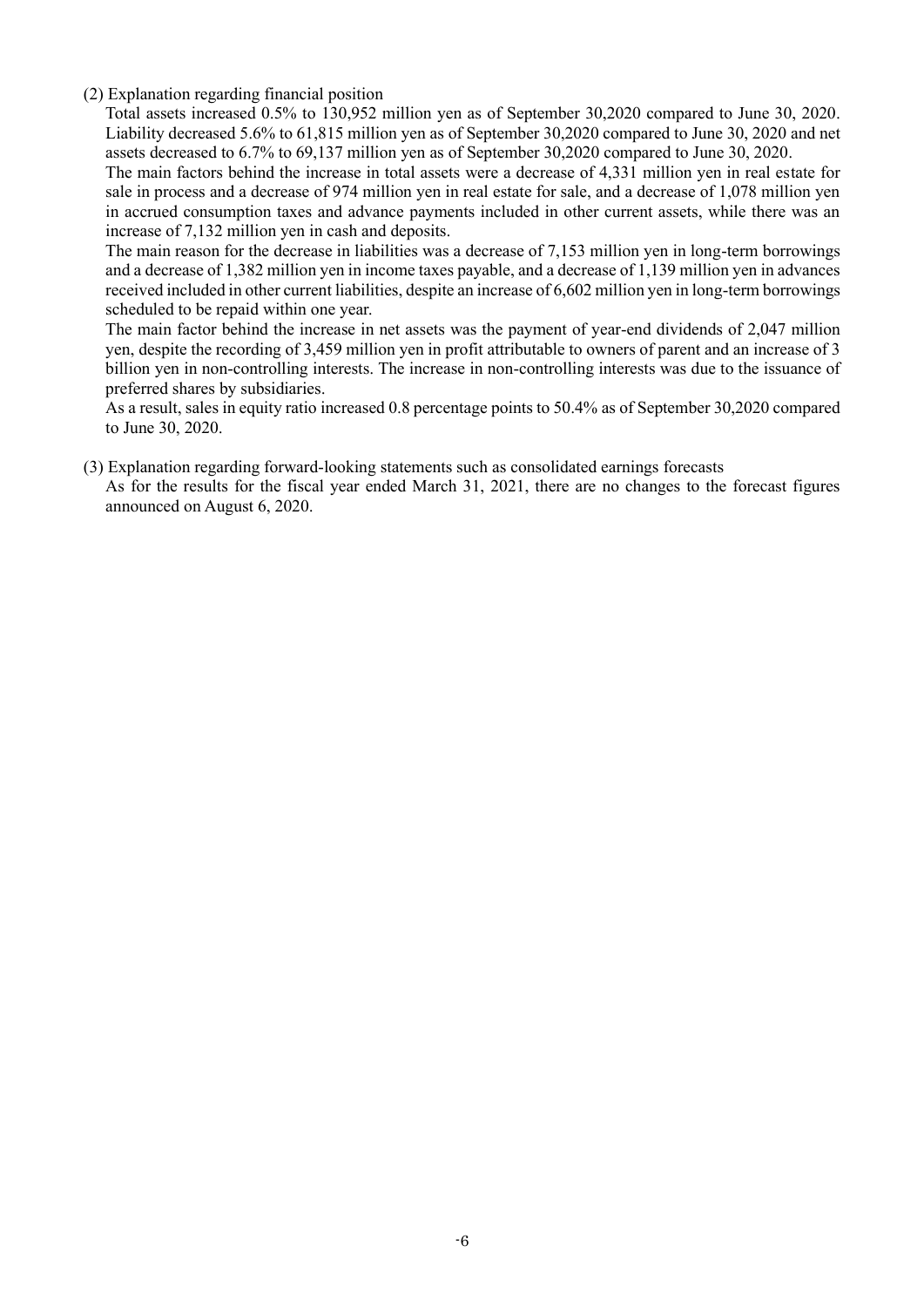(2) Explanation regarding financial position

Total assets increased 0.5% to 130,952 million yen as of September 30,2020 compared to June 30, 2020. Liability decreased 5.6% to 61,815 million yen as of September 30,2020 compared to June 30, 2020 and net assets decreased to 6.7% to 69,137 million yen as of September 30,2020 compared to June 30, 2020.

The main factors behind the increase in total assets were a decrease of 4,331 million yen in real estate for sale in process and a decrease of 974 million yen in real estate for sale, and a decrease of 1,078 million yen in accrued consumption taxes and advance payments included in other current assets, while there was an increase of 7,132 million yen in cash and deposits.

The main reason for the decrease in liabilities was a decrease of 7,153 million yen in long-term borrowings and a decrease of 1,382 million yen in income taxes payable, and a decrease of 1,139 million yen in advances received included in other current liabilities, despite an increase of 6,602 million yen in long-term borrowings scheduled to be repaid within one year.

The main factor behind the increase in net assets was the payment of year-end dividends of 2,047 million yen, despite the recording of 3,459 million yen in profit attributable to owners of parent and an increase of 3 billion yen in non-controlling interests. The increase in non-controlling interests was due to the issuance of preferred shares by subsidiaries.

As a result, sales in equity ratio increased 0.8 percentage points to 50.4% as of September 30,2020 compared to June 30, 2020.

(3) Explanation regarding forward-looking statements such as consolidated earnings forecasts

As for the results for the fiscal year ended March 31, 2021, there are no changes to the forecast figures announced on August 6, 2020.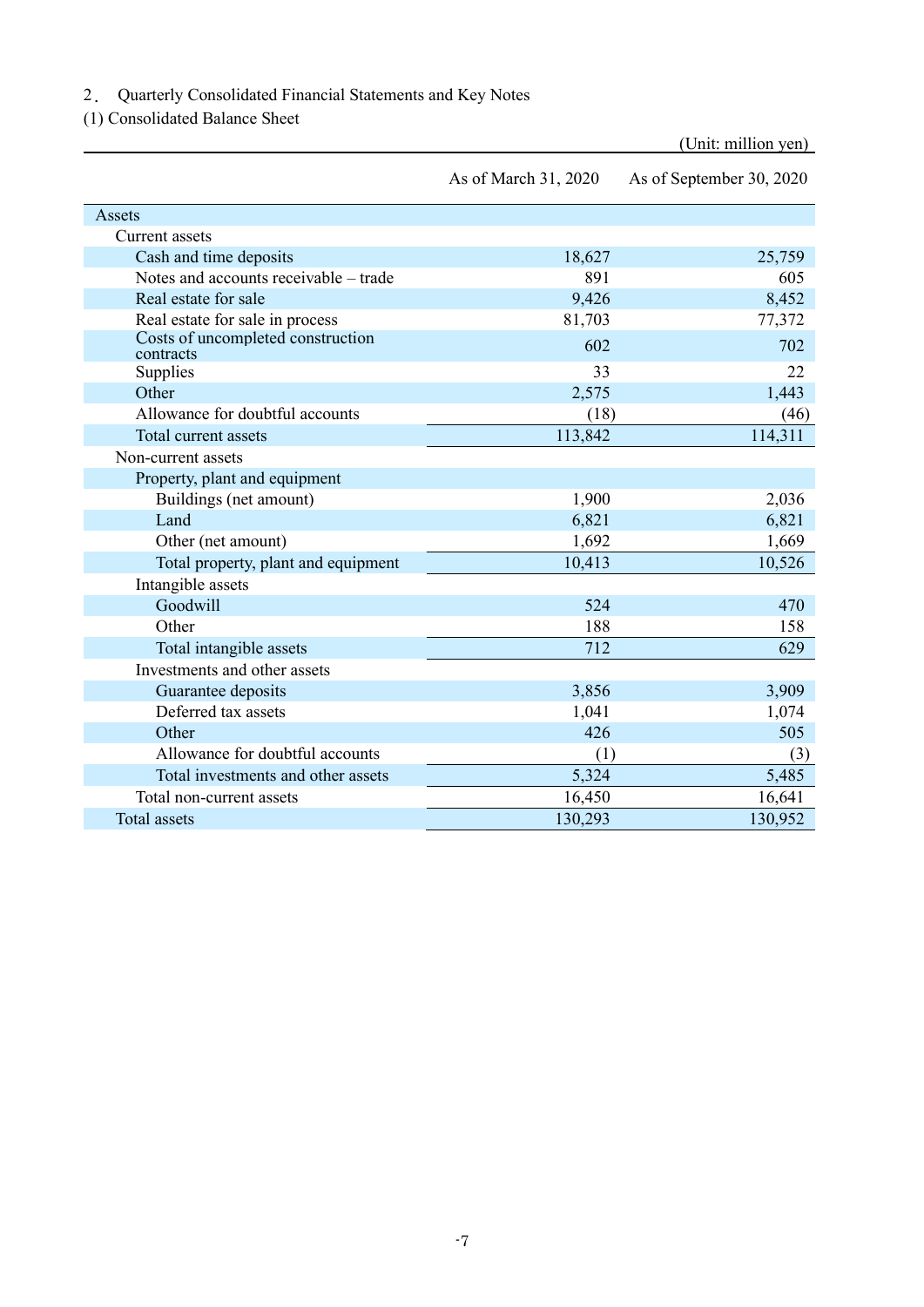2． Quarterly Consolidated Financial Statements and Key Notes

(1) Consolidated Balance Sheet

(Unit: million yen)

| | As of March 31, 2020 | As of September 30, 2020 |
|---|---|---|
| Assets | | |
| Current assets | | |
| Cash and time deposits | 18,627 | 25,759 |
| Notes and accounts receivable – trade | 891 | 605 |
| Real estate for sale | 9,426 | 8,452 |
| Real estate for sale in process | 81,703 | 77,372 |
| Costs of uncompleted construction contracts | 602 | 702 |
| Supplies | 33 | 22 |
| Other | 2,575 | 1,443 |
| Allowance for doubtful accounts | (18) | (46) |
| Total current assets | 113,842 | 114,311 |
| Non-current assets | | |
| Property, plant and equipment | | |
| Buildings (net amount) | 1,900 | 2,036 |
| Land | 6,821 | 6,821 |
| Other (net amount) | 1,692 | 1,669 |
| Total property, plant and equipment | 10,413 | 10,526 |
| Intangible assets | | |
| Goodwill | 524 | 470 |
| Other | 188 | 158 |
| Total intangible assets | 712 | 629 |
| Investments and other assets | | |
| Guarantee deposits | 3,856 | 3,909 |
| Deferred tax assets | 1,041 | 1,074 |
| Other | 426 | 505 |
| Allowance for doubtful accounts | (1) | (3) |
| Total investments and other assets | 5,324 | 5,485 |
| Total non-current assets | 16,450 | 16,641 |
| Total assets | 130,293 | 130,952 |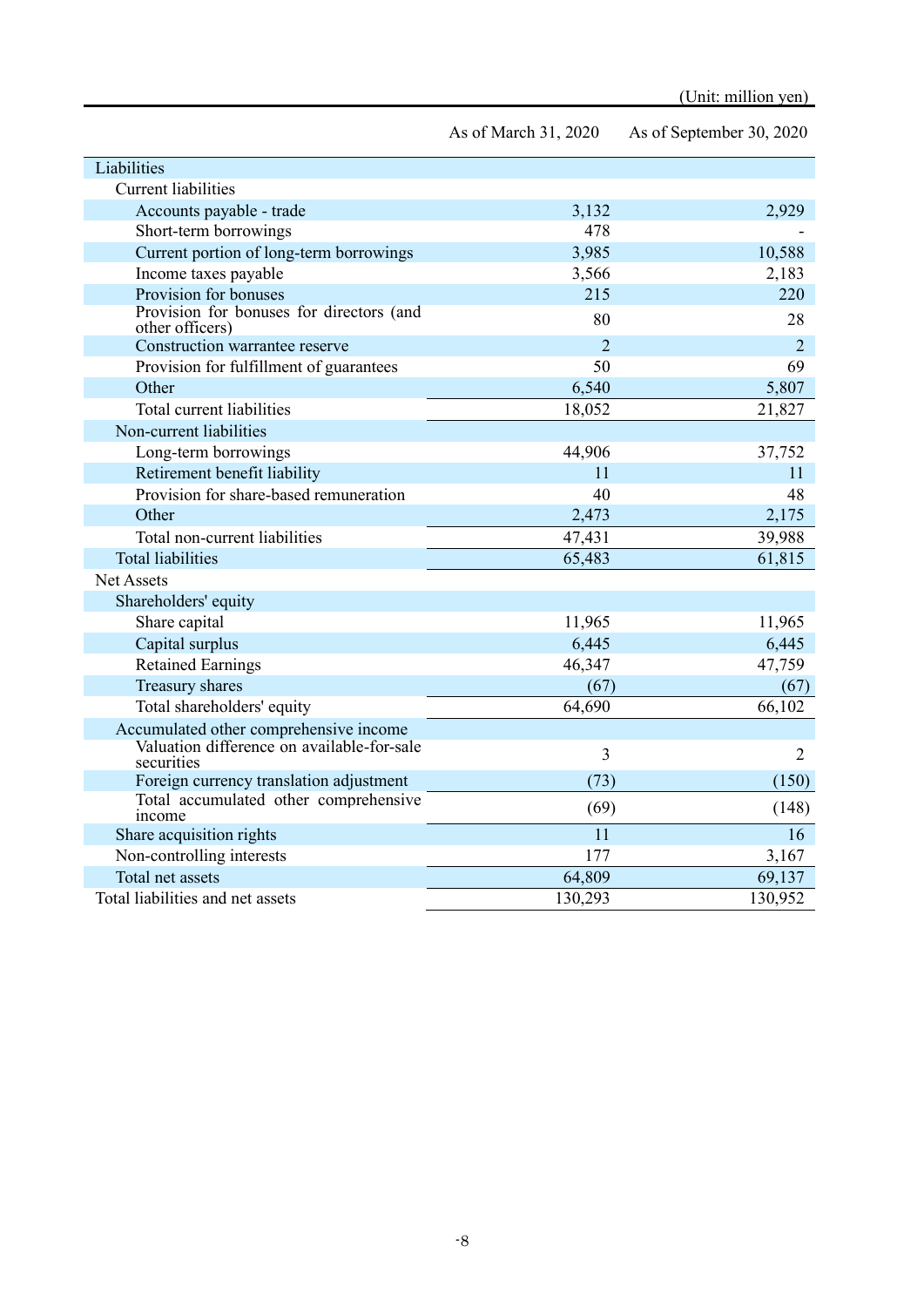(Unit: million yen)

| | As of March 31, 2020 | As of September 30, 2020 |
|---|---|---|
| Liabilities | | |
| Current liabilities | | |
| Accounts payable - trade | 3,132 | 2,929 |
| Short-term borrowings | 478 | - |
| Current portion of long-term borrowings | 3,985 | 10,588 |
| Income taxes payable | 3,566 | 2,183 |
| Provision for bonuses | 215 | 220 |
| Provision for bonuses for directors (and other officers) | 80 | 28 |
| Construction warrantee reserve | 2 | 2 |
| Provision for fulfillment of guarantees | 50 | 69 |
| Other | 6,540 | 5,807 |
| Total current liabilities | 18,052 | 21,827 |
| Non-current liabilities | | |
| Long-term borrowings | 44,906 | 37,752 |
| Retirement benefit liability | 11 | 11 |
| Provision for share-based remuneration | 40 | 48 |
| Other | 2,473 | 2,175 |
| Total non-current liabilities | 47,431 | 39,988 |
| Total liabilities | 65,483 | 61,815 |
| Net Assets | | |
| Shareholders' equity | | |
| Share capital | 11,965 | 11,965 |
| Capital surplus | 6,445 | 6,445 |
| Retained Earnings | 46,347 | 47,759 |
| Treasury shares | (67) | (67) |
| Total shareholders' equity | 64,690 | 66,102 |
| Accumulated other comprehensive income | | |
| Valuation difference on available-for-sale securities | 3 | 2 |
| Foreign currency translation adjustment | (73) | (150) |
| Total accumulated other comprehensive income | (69) | (148) |
| Share acquisition rights | 11 | 16 |
| Non-controlling interests | 177 | 3,167 |
| Total net assets | 64,809 | 69,137 |
| Total liabilities and net assets | 130,293 | 130,952 |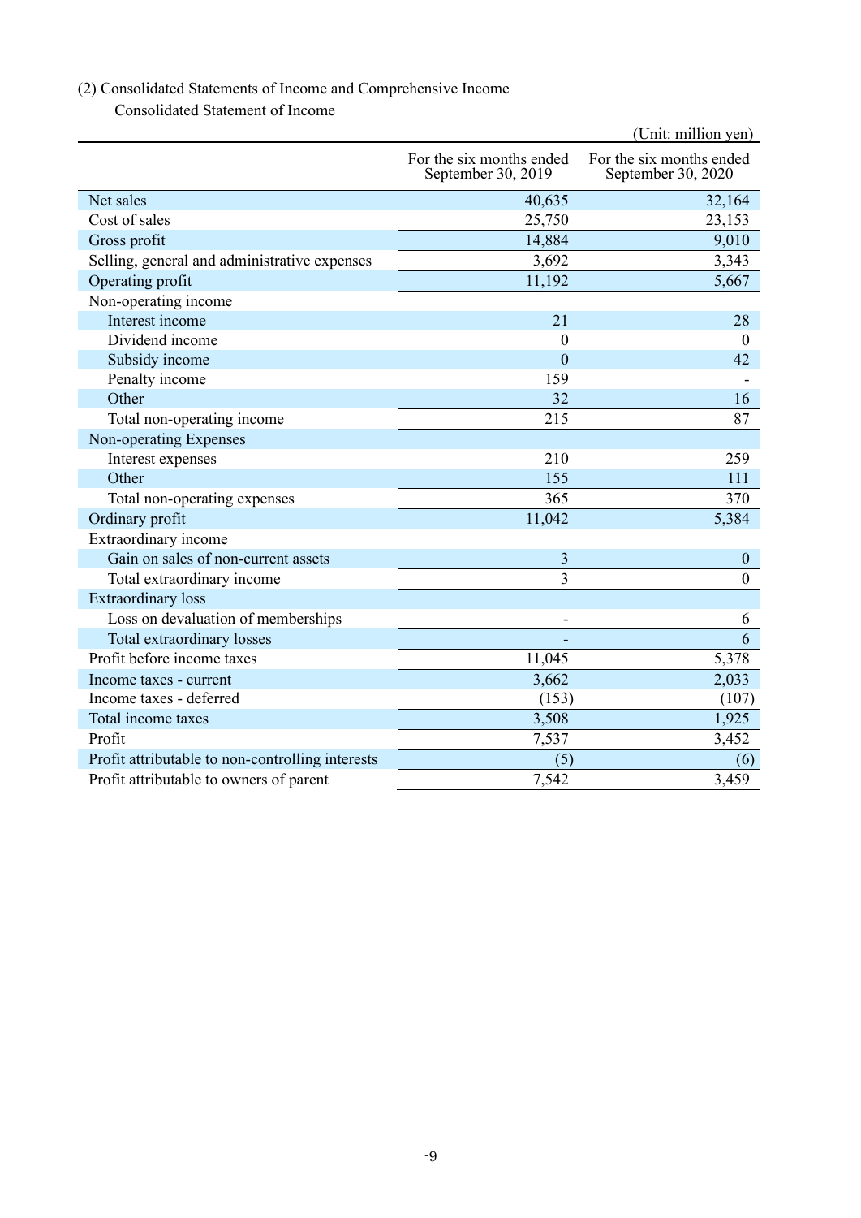(2) Consolidated Statements of Income and Comprehensive Income

Consolidated Statement of Income

(Unit: million yen)

| | For the six months ended September 30, 2019 | For the six months ended September 30, 2020 |
|---|---|---|
| Net sales | 40,635 | 32,164 |
| Cost of sales | 25,750 | 23,153 |
| Gross profit | 14,884 | 9,010 |
| Selling, general and administrative expenses | 3,692 | 3,343 |
| Operating profit | 11,192 | 5,667 |
| Non-operating income | | |
| Interest income | 21 | 28 |
| Dividend income | 0 | 0 |
| Subsidy income | 0 | 42 |
| Penalty income | 159 | - |
| Other | 32 | 16 |
| Total non-operating income | 215 | 87 |
| Non-operating Expenses | | |
| Interest expenses | 210 | 259 |
| Other | 155 | 111 |
| Total non-operating expenses | 365 | 370 |
| Ordinary profit | 11,042 | 5,384 |
| Extraordinary income | | |
| Gain on sales of non-current assets | 3 | 0 |
| Total extraordinary income | 3 | 0 |
| Extraordinary loss | | |
| Loss on devaluation of memberships | - | 6 |
| Total extraordinary losses | - | 6 |
| Profit before income taxes | 11,045 | 5,378 |
| Income taxes - current | 3,662 | 2,033 |
| Income taxes - deferred | (153) | (107) |
| Total income taxes | 3,508 | 1,925 |
| Profit | 7,537 | 3,452 |
| Profit attributable to non-controlling interests | (5) | (6) |
| Profit attributable to owners of parent | 7,542 | 3,459 |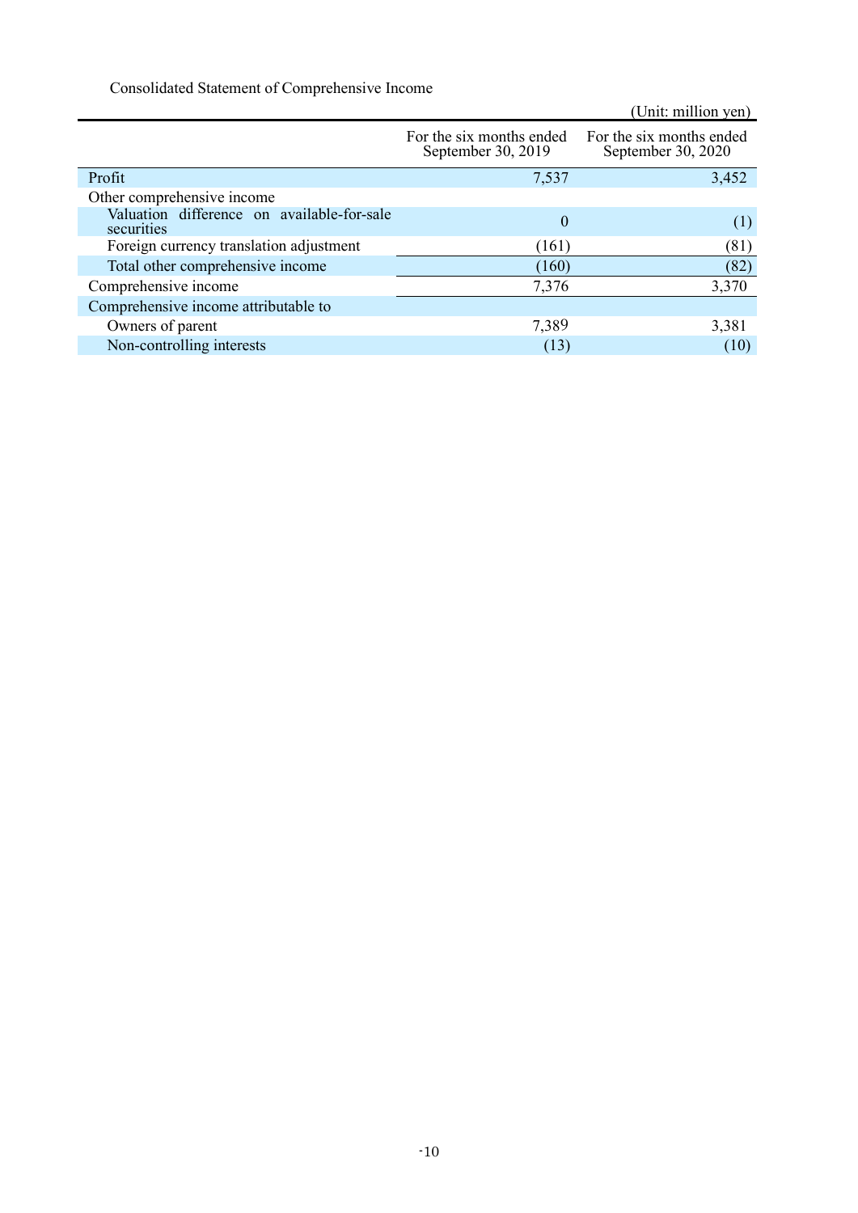Consolidated Statement of Comprehensive Income

(Unit: million yen)

| | For the six months ended September 30, 2019 | For the six months ended September 30, 2020 |
|---|---|---|
| Profit | 7,537 | 3,452 |
| Other comprehensive income | | |
| Valuation difference on available-for-sale securities | 0 | (1) |
| Foreign currency translation adjustment | (161) | (81) |
| Total other comprehensive income | (160) | (82) |
| Comprehensive income | 7,376 | 3,370 |
| Comprehensive income attributable to | | |
| Owners of parent | 7,389 | 3,381 |
| Non-controlling interests | (13) | (10) |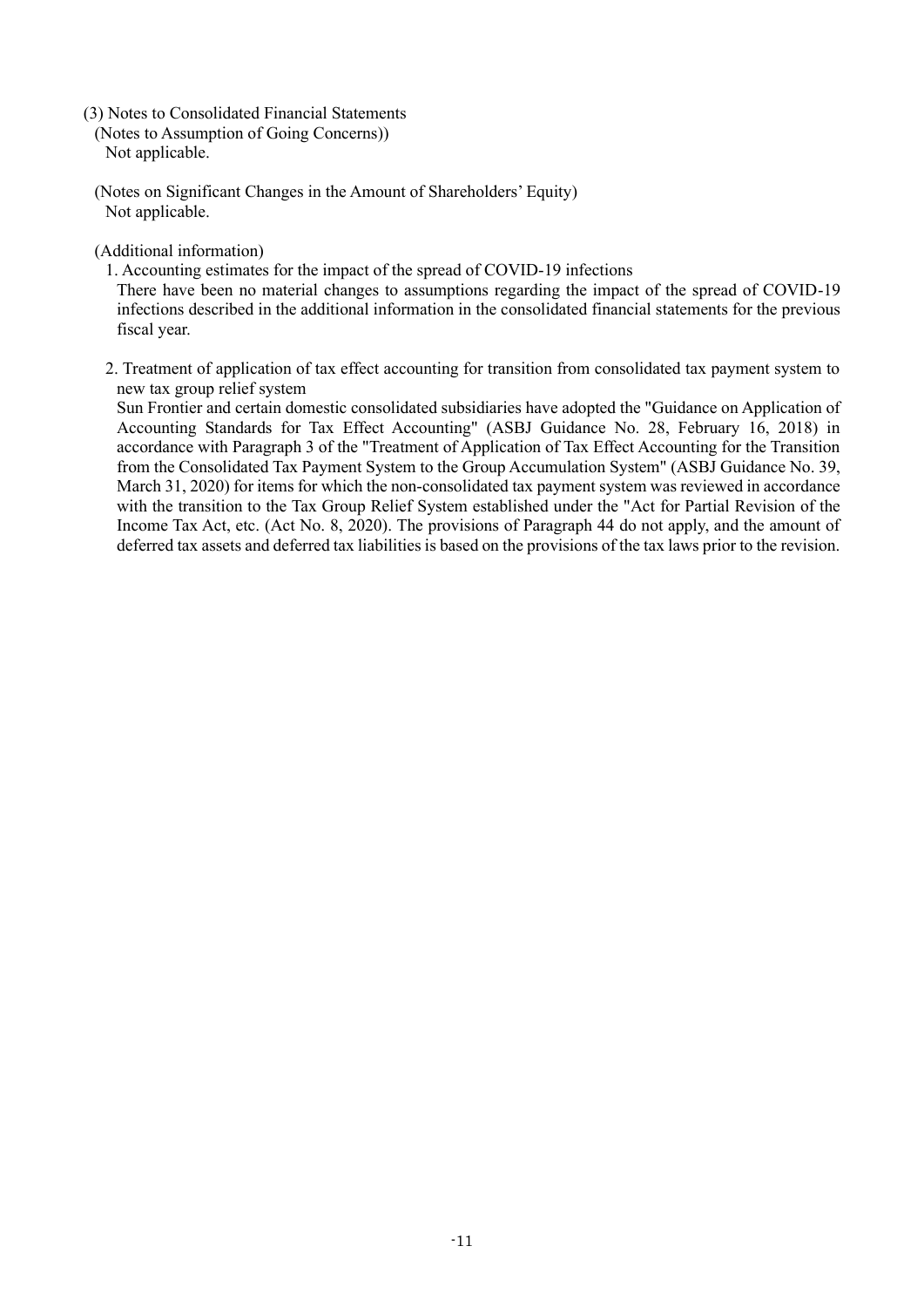### (3) Notes to Consolidated Financial Statements

(Notes to Assumption of Going Concerns))

Not applicable.

(Notes on Significant Changes in the Amount of Shareholders' Equity)

Not applicable.

(Additional information)

1. Accounting estimates for the impact of the spread of COVID-19 infections

   There have been no material changes to assumptions regarding the impact of the spread of COVID-19 infections described in the additional information in the consolidated financial statements for the previous fiscal year.

2. Treatment of application of tax effect accounting for transition from consolidated tax payment system to new tax group relief system

   Sun Frontier and certain domestic consolidated subsidiaries have adopted the "Guidance on Application of Accounting Standards for Tax Effect Accounting" (ASBJ Guidance No. 28, February 16, 2018) in accordance with Paragraph 3 of the "Treatment of Application of Tax Effect Accounting for the Transition from the Consolidated Tax Payment System to the Group Accumulation System" (ASBJ Guidance No. 39, March 31, 2020) for items for which the non-consolidated tax payment system was reviewed in accordance with the transition to the Tax Group Relief System established under the "Act for Partial Revision of the Income Tax Act, etc. (Act No. 8, 2020). The provisions of Paragraph 44 do not apply, and the amount of deferred tax assets and deferred tax liabilities is based on the provisions of the tax laws prior to the revision.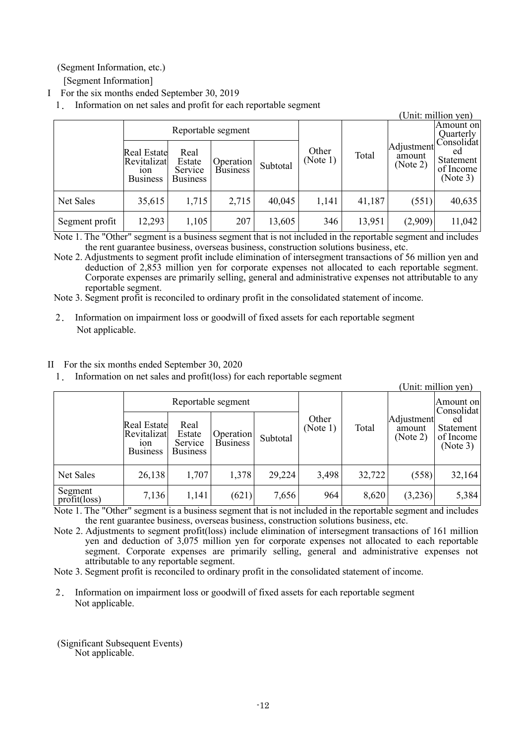(Segment Information, etc.)

[Segment Information]

I　For the six months ended September 30, 2019

1． Information on net sales and profit for each reportable segment

(Unit: million yen)

| | Reportable segment | | | | Other (Note 1) | Total | Adjustment amount (Note 2) | Amount on Quarterly Consolidated Statement of Income (Note 3) |
|---|---|---|---|---|---|---|---|---|
| | Real Estate Revitalization Business | Real Estate Service Business | Operation Business | Subtotal | | | | |
| Net Sales | 35,615 | 1,715 | 2,715 | 40,045 | 1,141 | 41,187 | (551) | 40,635 |
| Segment profit | 12,293 | 1,105 | 207 | 13,605 | 346 | 13,951 | (2,909) | 11,042 |

Note 1. The "Other" segment is a business segment that is not included in the reportable segment and includes the rent guarantee business, overseas business, construction solutions business, etc.

Note 2. Adjustments to segment profit include elimination of intersegment transactions of 56 million yen and deduction of 2,853 million yen for corporate expenses not allocated to each reportable segment. Corporate expenses are primarily selling, general and administrative expenses not attributable to any reportable segment.

Note 3. Segment profit is reconciled to ordinary profit in the consolidated statement of income.

2． Information on impairment loss or goodwill of fixed assets for each reportable segment
Not applicable.

II　For the six months ended September 30, 2020

1． Information on net sales and profit(loss) for each reportable segment

(Unit: million yen)

| | Reportable segment | | | | Other (Note 1) | Total | Adjustment amount (Note 2) | Amount on Consolidated Statement of Income (Note 3) |
|---|---|---|---|---|---|---|---|---|
| | Real Estate Revitalization Business | Real Estate Service Business | Operation Business | Subtotal | | | | |
| Net Sales | 26,138 | 1,707 | 1,378 | 29,224 | 3,498 | 32,722 | (558) | 32,164 |
| Segment profit(loss) | 7,136 | 1,141 | (621) | 7,656 | 964 | 8,620 | (3,236) | 5,384 |

Note 1. The "Other" segment is a business segment that is not included in the reportable segment and includes the rent guarantee business, overseas business, construction solutions business, etc.

Note 2. Adjustments to segment profit(loss) include elimination of intersegment transactions of 161 million yen and deduction of 3,075 million yen for corporate expenses not allocated to each reportable segment. Corporate expenses are primarily selling, general and administrative expenses not attributable to any reportable segment.

Note 3. Segment profit is reconciled to ordinary profit in the consolidated statement of income.

2． Information on impairment loss or goodwill of fixed assets for each reportable segment
Not applicable.

(Significant Subsequent Events)
Not applicable.